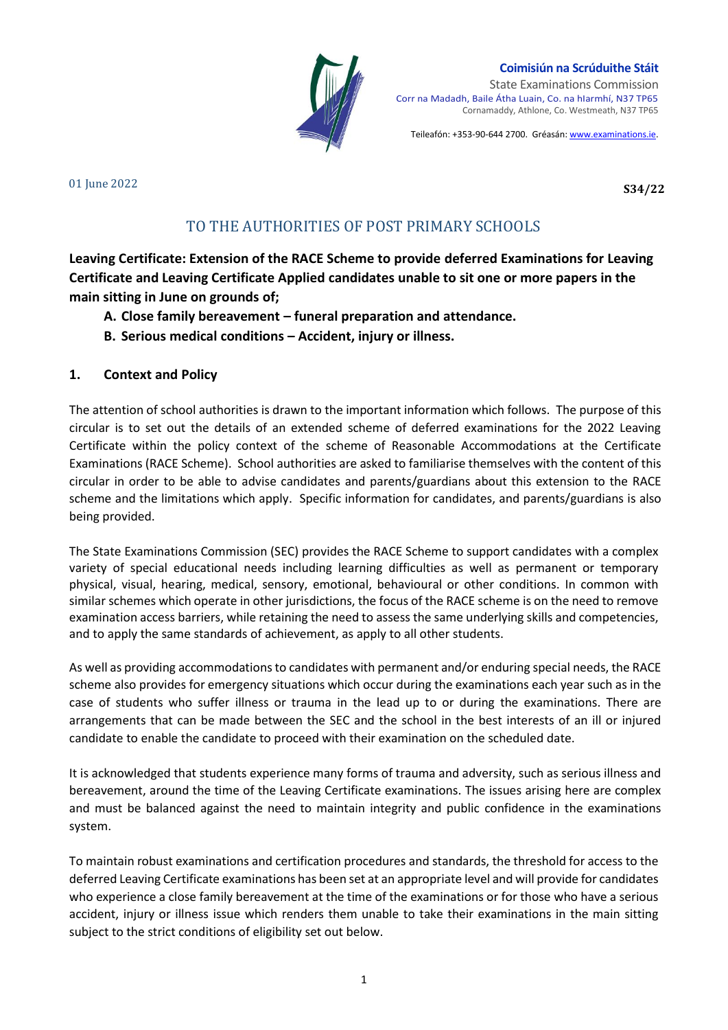**Coimisiún na Scrúduithe Stáit**
State Examinations Commission
Corr na Madadh, Baile Átha Luain, Co. na hIarmhí, N37 TP65
Cornamaddy, Athlone, Co. Westmeath, N37 TP65

Teileafón: +353-90-644 2700. Gréasán: www.examinations.ie.

01 June 2022

**S34/22**

## TO THE AUTHORITIES OF POST PRIMARY SCHOOLS

**Leaving Certificate: Extension of the RACE Scheme to provide deferred Examinations for Leaving Certificate and Leaving Certificate Applied candidates unable to sit one or more papers in the main sitting in June on grounds of;**

- **A. Close family bereavement – funeral preparation and attendance.**
- **B. Serious medical conditions – Accident, injury or illness.**

### 1. Context and Policy

The attention of school authorities is drawn to the important information which follows. The purpose of this circular is to set out the details of an extended scheme of deferred examinations for the 2022 Leaving Certificate within the policy context of the scheme of Reasonable Accommodations at the Certificate Examinations (RACE Scheme). School authorities are asked to familiarise themselves with the content of this circular in order to be able to advise candidates and parents/guardians about this extension to the RACE scheme and the limitations which apply. Specific information for candidates, and parents/guardians is also being provided.

The State Examinations Commission (SEC) provides the RACE Scheme to support candidates with a complex variety of special educational needs including learning difficulties as well as permanent or temporary physical, visual, hearing, medical, sensory, emotional, behavioural or other conditions. In common with similar schemes which operate in other jurisdictions, the focus of the RACE scheme is on the need to remove examination access barriers, while retaining the need to assess the same underlying skills and competencies, and to apply the same standards of achievement, as apply to all other students.

As well as providing accommodations to candidates with permanent and/or enduring special needs, the RACE scheme also provides for emergency situations which occur during the examinations each year such as in the case of students who suffer illness or trauma in the lead up to or during the examinations. There are arrangements that can be made between the SEC and the school in the best interests of an ill or injured candidate to enable the candidate to proceed with their examination on the scheduled date.

It is acknowledged that students experience many forms of trauma and adversity, such as serious illness and bereavement, around the time of the Leaving Certificate examinations. The issues arising here are complex and must be balanced against the need to maintain integrity and public confidence in the examinations system.

To maintain robust examinations and certification procedures and standards, the threshold for access to the deferred Leaving Certificate examinations has been set at an appropriate level and will provide for candidates who experience a close family bereavement at the time of the examinations or for those who have a serious accident, injury or illness issue which renders them unable to take their examinations in the main sitting subject to the strict conditions of eligibility set out below.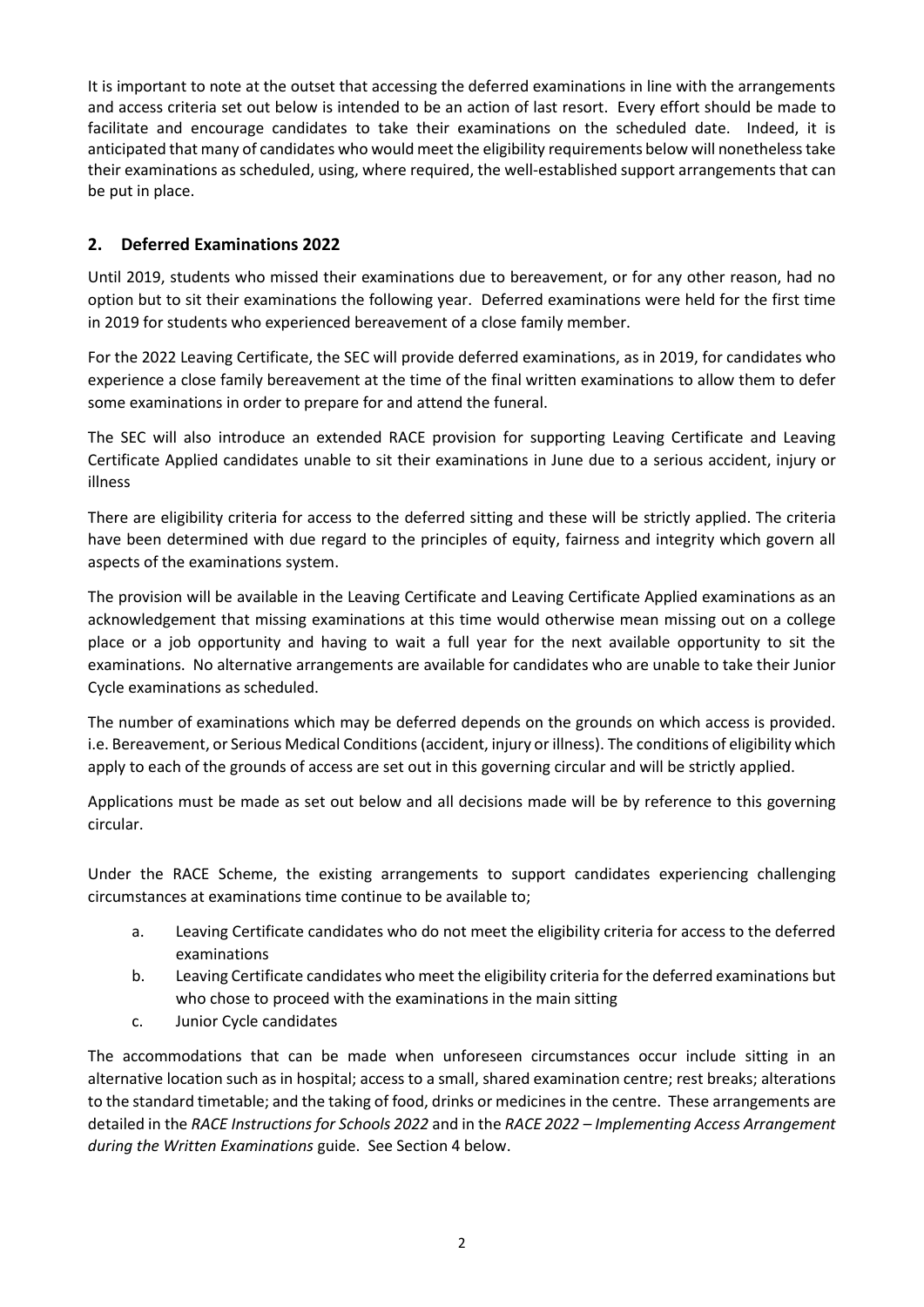It is important to note at the outset that accessing the deferred examinations in line with the arrangements and access criteria set out below is intended to be an action of last resort. Every effort should be made to facilitate and encourage candidates to take their examinations on the scheduled date. Indeed, it is anticipated that many of candidates who would meet the eligibility requirements below will nonetheless take their examinations as scheduled, using, where required, the well-established support arrangements that can be put in place.

## 2. Deferred Examinations 2022

Until 2019, students who missed their examinations due to bereavement, or for any other reason, had no option but to sit their examinations the following year. Deferred examinations were held for the first time in 2019 for students who experienced bereavement of a close family member.

For the 2022 Leaving Certificate, the SEC will provide deferred examinations, as in 2019, for candidates who experience a close family bereavement at the time of the final written examinations to allow them to defer some examinations in order to prepare for and attend the funeral.

The SEC will also introduce an extended RACE provision for supporting Leaving Certificate and Leaving Certificate Applied candidates unable to sit their examinations in June due to a serious accident, injury or illness

There are eligibility criteria for access to the deferred sitting and these will be strictly applied. The criteria have been determined with due regard to the principles of equity, fairness and integrity which govern all aspects of the examinations system.

The provision will be available in the Leaving Certificate and Leaving Certificate Applied examinations as an acknowledgement that missing examinations at this time would otherwise mean missing out on a college place or a job opportunity and having to wait a full year for the next available opportunity to sit the examinations. No alternative arrangements are available for candidates who are unable to take their Junior Cycle examinations as scheduled.

The number of examinations which may be deferred depends on the grounds on which access is provided. i.e. Bereavement, or Serious Medical Conditions (accident, injury or illness). The conditions of eligibility which apply to each of the grounds of access are set out in this governing circular and will be strictly applied.

Applications must be made as set out below and all decisions made will be by reference to this governing circular.

Under the RACE Scheme, the existing arrangements to support candidates experiencing challenging circumstances at examinations time continue to be available to;

a. Leaving Certificate candidates who do not meet the eligibility criteria for access to the deferred examinations
b. Leaving Certificate candidates who meet the eligibility criteria for the deferred examinations but who chose to proceed with the examinations in the main sitting
c. Junior Cycle candidates

The accommodations that can be made when unforeseen circumstances occur include sitting in an alternative location such as in hospital; access to a small, shared examination centre; rest breaks; alterations to the standard timetable; and the taking of food, drinks or medicines in the centre. These arrangements are detailed in the *RACE Instructions for Schools 2022* and in the *RACE 2022 – Implementing Access Arrangement during the Written Examinations* guide. See Section 4 below.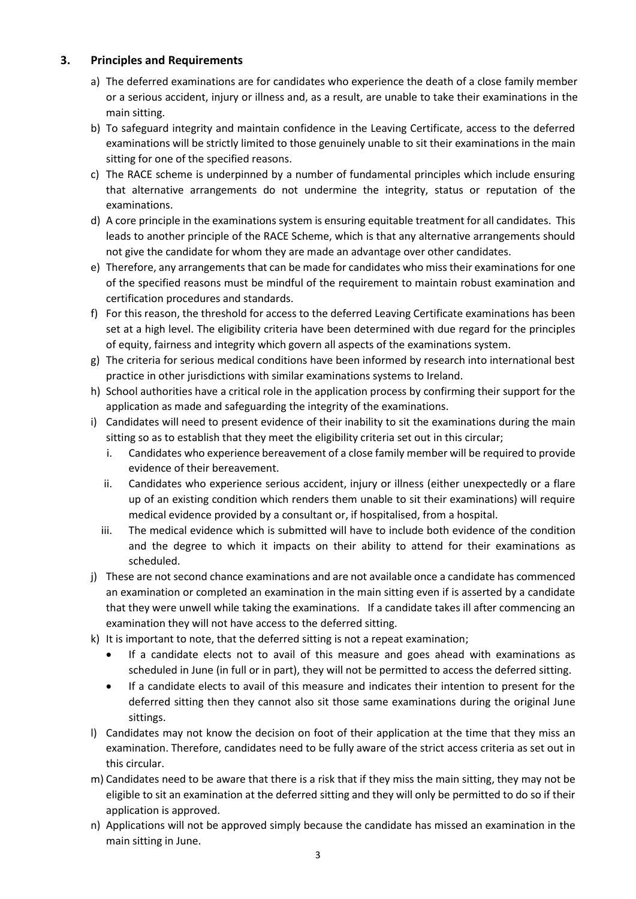## 3. Principles and Requirements

a) The deferred examinations are for candidates who experience the death of a close family member or a serious accident, injury or illness and, as a result, are unable to take their examinations in the main sitting.

b) To safeguard integrity and maintain confidence in the Leaving Certificate, access to the deferred examinations will be strictly limited to those genuinely unable to sit their examinations in the main sitting for one of the specified reasons.

c) The RACE scheme is underpinned by a number of fundamental principles which include ensuring that alternative arrangements do not undermine the integrity, status or reputation of the examinations.

d) A core principle in the examinations system is ensuring equitable treatment for all candidates. This leads to another principle of the RACE Scheme, which is that any alternative arrangements should not give the candidate for whom they are made an advantage over other candidates.

e) Therefore, any arrangements that can be made for candidates who miss their examinations for one of the specified reasons must be mindful of the requirement to maintain robust examination and certification procedures and standards.

f) For this reason, the threshold for access to the deferred Leaving Certificate examinations has been set at a high level. The eligibility criteria have been determined with due regard for the principles of equity, fairness and integrity which govern all aspects of the examinations system.

g) The criteria for serious medical conditions have been informed by research into international best practice in other jurisdictions with similar examinations systems to Ireland.

h) School authorities have a critical role in the application process by confirming their support for the application as made and safeguarding the integrity of the examinations.

i) Candidates will need to present evidence of their inability to sit the examinations during the main sitting so as to establish that they meet the eligibility criteria set out in this circular;
   - i. Candidates who experience bereavement of a close family member will be required to provide evidence of their bereavement.
   - ii. Candidates who experience serious accident, injury or illness (either unexpectedly or a flare up of an existing condition which renders them unable to sit their examinations) will require medical evidence provided by a consultant or, if hospitalised, from a hospital.
   - iii. The medical evidence which is submitted will have to include both evidence of the condition and the degree to which it impacts on their ability to attend for their examinations as scheduled.

j) These are not second chance examinations and are not available once a candidate has commenced an examination or completed an examination in the main sitting even if is asserted by a candidate that they were unwell while taking the examinations. If a candidate takes ill after commencing an examination they will not have access to the deferred sitting.

k) It is important to note, that the deferred sitting is not a repeat examination;
   - If a candidate elects not to avail of this measure and goes ahead with examinations as scheduled in June (in full or in part), they will not be permitted to access the deferred sitting.
   - If a candidate elects to avail of this measure and indicates their intention to present for the deferred sitting then they cannot also sit those same examinations during the original June sittings.

l) Candidates may not know the decision on foot of their application at the time that they miss an examination. Therefore, candidates need to be fully aware of the strict access criteria as set out in this circular.

m) Candidates need to be aware that there is a risk that if they miss the main sitting, they may not be eligible to sit an examination at the deferred sitting and they will only be permitted to do so if their application is approved.

n) Applications will not be approved simply because the candidate has missed an examination in the main sitting in June.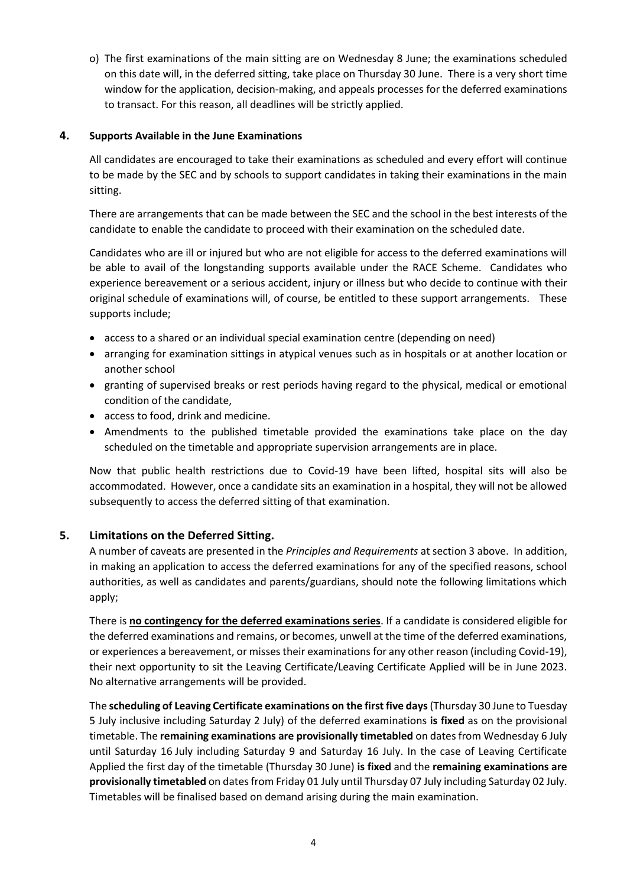o) The first examinations of the main sitting are on Wednesday 8 June; the examinations scheduled on this date will, in the deferred sitting, take place on Thursday 30 June. There is a very short time window for the application, decision-making, and appeals processes for the deferred examinations to transact. For this reason, all deadlines will be strictly applied.

## 4. Supports Available in the June Examinations

All candidates are encouraged to take their examinations as scheduled and every effort will continue to be made by the SEC and by schools to support candidates in taking their examinations in the main sitting.

There are arrangements that can be made between the SEC and the school in the best interests of the candidate to enable the candidate to proceed with their examination on the scheduled date.

Candidates who are ill or injured but who are not eligible for access to the deferred examinations will be able to avail of the longstanding supports available under the RACE Scheme. Candidates who experience bereavement or a serious accident, injury or illness but who decide to continue with their original schedule of examinations will, of course, be entitled to these support arrangements. These supports include;

- access to a shared or an individual special examination centre (depending on need)
- arranging for examination sittings in atypical venues such as in hospitals or at another location or another school
- granting of supervised breaks or rest periods having regard to the physical, medical or emotional condition of the candidate,
- access to food, drink and medicine.
- Amendments to the published timetable provided the examinations take place on the day scheduled on the timetable and appropriate supervision arrangements are in place.

Now that public health restrictions due to Covid-19 have been lifted, hospital sits will also be accommodated. However, once a candidate sits an examination in a hospital, they will not be allowed subsequently to access the deferred sitting of that examination.

## 5. Limitations on the Deferred Sitting.

A number of caveats are presented in the *Principles and Requirements* at section 3 above. In addition, in making an application to access the deferred examinations for any of the specified reasons, school authorities, as well as candidates and parents/guardians, should note the following limitations which apply;

There is **no contingency for the deferred examinations series**. If a candidate is considered eligible for the deferred examinations and remains, or becomes, unwell at the time of the deferred examinations, or experiences a bereavement, or misses their examinations for any other reason (including Covid-19), their next opportunity to sit the Leaving Certificate/Leaving Certificate Applied will be in June 2023. No alternative arrangements will be provided.

The **scheduling of Leaving Certificate examinations on the first five days** (Thursday 30 June to Tuesday 5 July inclusive including Saturday 2 July) of the deferred examinations **is fixed** as on the provisional timetable. The **remaining examinations are provisionally timetabled** on dates from Wednesday 6 July until Saturday 16 July including Saturday 9 and Saturday 16 July. In the case of Leaving Certificate Applied the first day of the timetable (Thursday 30 June) **is fixed** and the **remaining examinations are provisionally timetabled** on dates from Friday 01 July until Thursday 07 July including Saturday 02 July. Timetables will be finalised based on demand arising during the main examination.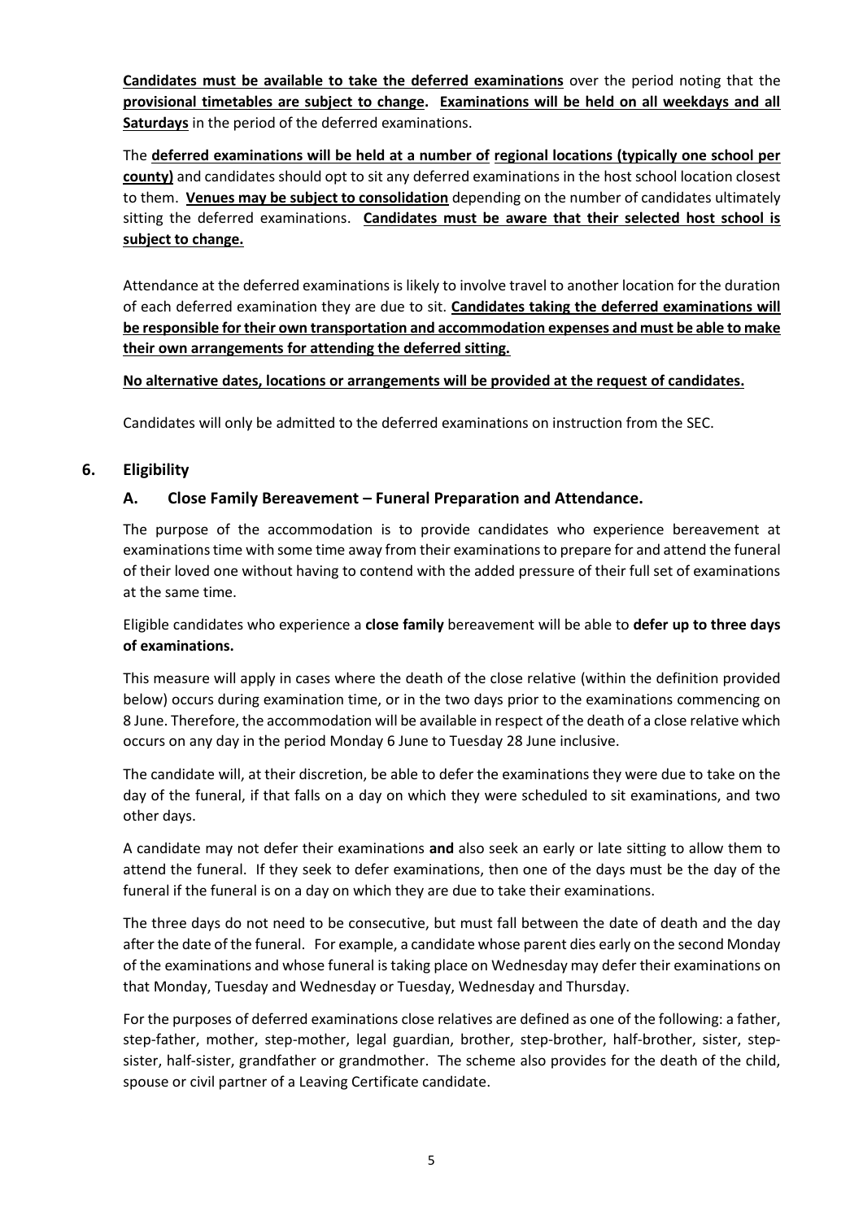**Candidates must be available to take the deferred examinations** over the period noting that the **provisional timetables are subject to change**. **Examinations will be held on all weekdays and all Saturdays** in the period of the deferred examinations.

The **deferred examinations will be held at a number of regional locations (typically one school per county)** and candidates should opt to sit any deferred examinations in the host school location closest to them. **Venues may be subject to consolidation** depending on the number of candidates ultimately sitting the deferred examinations. **Candidates must be aware that their selected host school is subject to change.**

Attendance at the deferred examinations is likely to involve travel to another location for the duration of each deferred examination they are due to sit. **Candidates taking the deferred examinations will be responsible for their own transportation and accommodation expenses and must be able to make their own arrangements for attending the deferred sitting.**

**No alternative dates, locations or arrangements will be provided at the request of candidates.**

Candidates will only be admitted to the deferred examinations on instruction from the SEC.

## 6. Eligibility

### A. Close Family Bereavement – Funeral Preparation and Attendance.

The purpose of the accommodation is to provide candidates who experience bereavement at examinations time with some time away from their examinations to prepare for and attend the funeral of their loved one without having to contend with the added pressure of their full set of examinations at the same time.

Eligible candidates who experience a **close family** bereavement will be able to **defer up to three days of examinations.**

This measure will apply in cases where the death of the close relative (within the definition provided below) occurs during examination time, or in the two days prior to the examinations commencing on 8 June. Therefore, the accommodation will be available in respect of the death of a close relative which occurs on any day in the period Monday 6 June to Tuesday 28 June inclusive.

The candidate will, at their discretion, be able to defer the examinations they were due to take on the day of the funeral, if that falls on a day on which they were scheduled to sit examinations, and two other days.

A candidate may not defer their examinations **and** also seek an early or late sitting to allow them to attend the funeral. If they seek to defer examinations, then one of the days must be the day of the funeral if the funeral is on a day on which they are due to take their examinations.

The three days do not need to be consecutive, but must fall between the date of death and the day after the date of the funeral. For example, a candidate whose parent dies early on the second Monday of the examinations and whose funeral is taking place on Wednesday may defer their examinations on that Monday, Tuesday and Wednesday or Tuesday, Wednesday and Thursday.

For the purposes of deferred examinations close relatives are defined as one of the following: a father, step-father, mother, step-mother, legal guardian, brother, step-brother, half-brother, sister, step-sister, half-sister, grandfather or grandmother. The scheme also provides for the death of the child, spouse or civil partner of a Leaving Certificate candidate.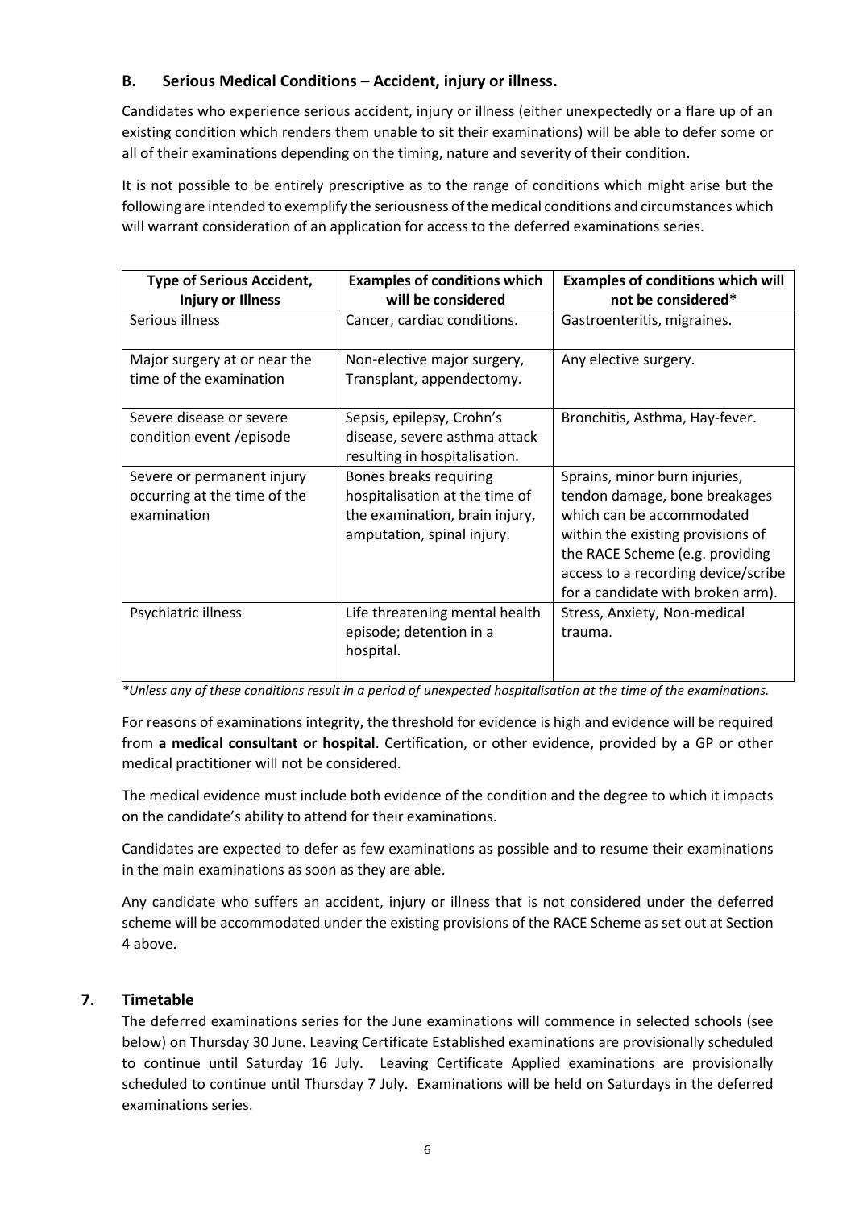## B. Serious Medical Conditions – Accident, injury or illness.

Candidates who experience serious accident, injury or illness (either unexpectedly or a flare up of an existing condition which renders them unable to sit their examinations) will be able to defer some or all of their examinations depending on the timing, nature and severity of their condition.

It is not possible to be entirely prescriptive as to the range of conditions which might arise but the following are intended to exemplify the seriousness of the medical conditions and circumstances which will warrant consideration of an application for access to the deferred examinations series.

| Type of Serious Accident, Injury or Illness | Examples of conditions which will be considered | Examples of conditions which will not be considered* |
|---|---|---|
| Serious illness | Cancer, cardiac conditions. | Gastroenteritis, migraines. |
| Major surgery at or near the time of the examination | Non-elective major surgery, Transplant, appendectomy. | Any elective surgery. |
| Severe disease or severe condition event /episode | Sepsis, epilepsy, Crohn's disease, severe asthma attack resulting in hospitalisation. | Bronchitis, Asthma, Hay-fever. |
| Severe or permanent injury occurring at the time of the examination | Bones breaks requiring hospitalisation at the time of the examination, brain injury, amputation, spinal injury. | Sprains, minor burn injuries, tendon damage, bone breakages which can be accommodated within the existing provisions of the RACE Scheme (e.g. providing access to a recording device/scribe for a candidate with broken arm). |
| Psychiatric illness | Life threatening mental health episode; detention in a hospital. | Stress, Anxiety, Non-medical trauma. |

*\*Unless any of these conditions result in a period of unexpected hospitalisation at the time of the examinations.*

For reasons of examinations integrity, the threshold for evidence is high and evidence will be required from **a medical consultant or hospital**. Certification, or other evidence, provided by a GP or other medical practitioner will not be considered.

The medical evidence must include both evidence of the condition and the degree to which it impacts on the candidate's ability to attend for their examinations.

Candidates are expected to defer as few examinations as possible and to resume their examinations in the main examinations as soon as they are able.

Any candidate who suffers an accident, injury or illness that is not considered under the deferred scheme will be accommodated under the existing provisions of the RACE Scheme as set out at Section 4 above.

## 7. Timetable

The deferred examinations series for the June examinations will commence in selected schools (see below) on Thursday 30 June. Leaving Certificate Established examinations are provisionally scheduled to continue until Saturday 16 July. Leaving Certificate Applied examinations are provisionally scheduled to continue until Thursday 7 July. Examinations will be held on Saturdays in the deferred examinations series.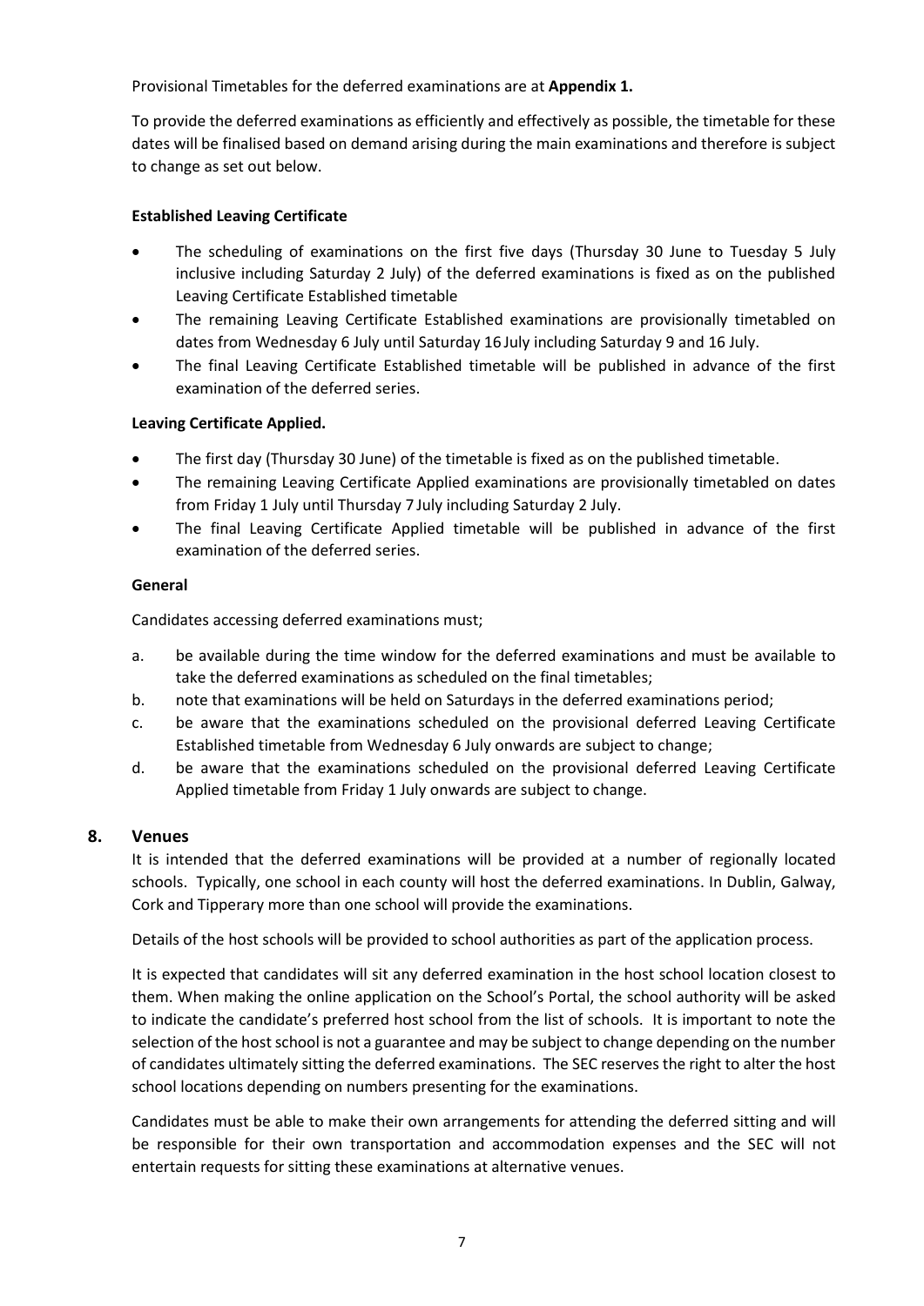Provisional Timetables for the deferred examinations are at **Appendix 1.**

To provide the deferred examinations as efficiently and effectively as possible, the timetable for these dates will be finalised based on demand arising during the main examinations and therefore is subject to change as set out below.

**Established Leaving Certificate**

- The scheduling of examinations on the first five days (Thursday 30 June to Tuesday 5 July inclusive including Saturday 2 July) of the deferred examinations is fixed as on the published Leaving Certificate Established timetable
- The remaining Leaving Certificate Established examinations are provisionally timetabled on dates from Wednesday 6 July until Saturday 16 July including Saturday 9 and 16 July.
- The final Leaving Certificate Established timetable will be published in advance of the first examination of the deferred series.

**Leaving Certificate Applied.**

- The first day (Thursday 30 June) of the timetable is fixed as on the published timetable.
- The remaining Leaving Certificate Applied examinations are provisionally timetabled on dates from Friday 1 July until Thursday 7 July including Saturday 2 July.
- The final Leaving Certificate Applied timetable will be published in advance of the first examination of the deferred series.

**General**

Candidates accessing deferred examinations must;

a. be available during the time window for the deferred examinations and must be available to take the deferred examinations as scheduled on the final timetables;
b. note that examinations will be held on Saturdays in the deferred examinations period;
c. be aware that the examinations scheduled on the provisional deferred Leaving Certificate Established timetable from Wednesday 6 July onwards are subject to change;
d. be aware that the examinations scheduled on the provisional deferred Leaving Certificate Applied timetable from Friday 1 July onwards are subject to change.

## 8. Venues

It is intended that the deferred examinations will be provided at a number of regionally located schools. Typically, one school in each county will host the deferred examinations. In Dublin, Galway, Cork and Tipperary more than one school will provide the examinations.

Details of the host schools will be provided to school authorities as part of the application process.

It is expected that candidates will sit any deferred examination in the host school location closest to them. When making the online application on the School's Portal, the school authority will be asked to indicate the candidate's preferred host school from the list of schools. It is important to note the selection of the host school is not a guarantee and may be subject to change depending on the number of candidates ultimately sitting the deferred examinations. The SEC reserves the right to alter the host school locations depending on numbers presenting for the examinations.

Candidates must be able to make their own arrangements for attending the deferred sitting and will be responsible for their own transportation and accommodation expenses and the SEC will not entertain requests for sitting these examinations at alternative venues.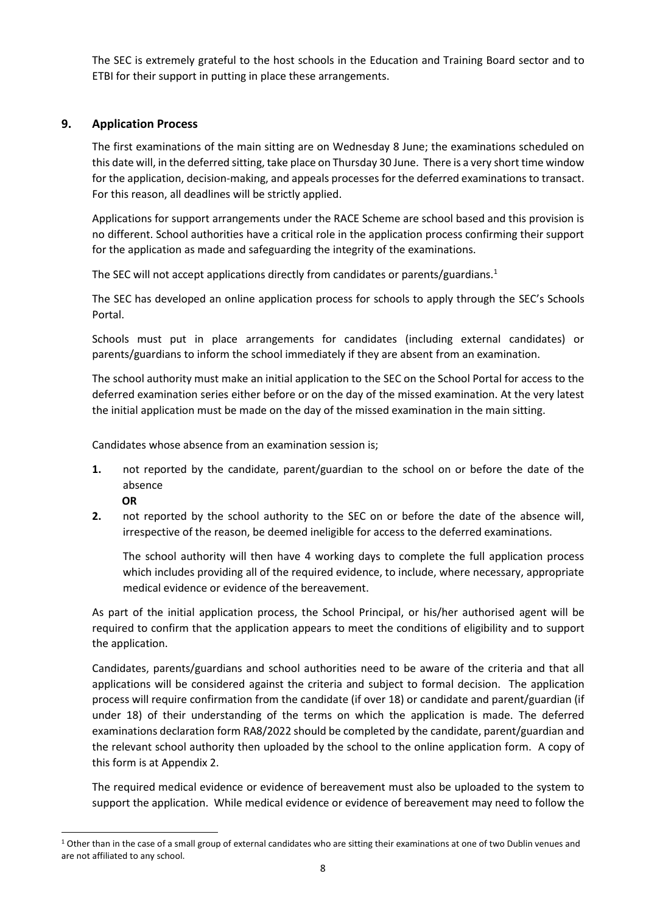The SEC is extremely grateful to the host schools in the Education and Training Board sector and to ETBI for their support in putting in place these arrangements.

## 9. Application Process

The first examinations of the main sitting are on Wednesday 8 June; the examinations scheduled on this date will, in the deferred sitting, take place on Thursday 30 June. There is a very short time window for the application, decision-making, and appeals processes for the deferred examinations to transact. For this reason, all deadlines will be strictly applied.

Applications for support arrangements under the RACE Scheme are school based and this provision is no different. School authorities have a critical role in the application process confirming their support for the application as made and safeguarding the integrity of the examinations.

The SEC will not accept applications directly from candidates or parents/guardians.[1]

The SEC has developed an online application process for schools to apply through the SEC's Schools Portal.

Schools must put in place arrangements for candidates (including external candidates) or parents/guardians to inform the school immediately if they are absent from an examination.

The school authority must make an initial application to the SEC on the School Portal for access to the deferred examination series either before or on the day of the missed examination. At the very latest the initial application must be made on the day of the missed examination in the main sitting.

Candidates whose absence from an examination session is;

1. not reported by the candidate, parent/guardian to the school on or before the date of the absence

   **OR**

2. not reported by the school authority to the SEC on or before the date of the absence will, irrespective of the reason, be deemed ineligible for access to the deferred examinations.

   The school authority will then have 4 working days to complete the full application process which includes providing all of the required evidence, to include, where necessary, appropriate medical evidence or evidence of the bereavement.

As part of the initial application process, the School Principal, or his/her authorised agent will be required to confirm that the application appears to meet the conditions of eligibility and to support the application.

Candidates, parents/guardians and school authorities need to be aware of the criteria and that all applications will be considered against the criteria and subject to formal decision. The application process will require confirmation from the candidate (if over 18) or candidate and parent/guardian (if under 18) of their understanding of the terms on which the application is made. The deferred examinations declaration form RA8/2022 should be completed by the candidate, parent/guardian and the relevant school authority then uploaded by the school to the online application form. A copy of this form is at Appendix 2.

The required medical evidence or evidence of bereavement must also be uploaded to the system to support the application. While medical evidence or evidence of bereavement may need to follow the

[1] Other than in the case of a small group of external candidates who are sitting their examinations at one of two Dublin venues and are not affiliated to any school.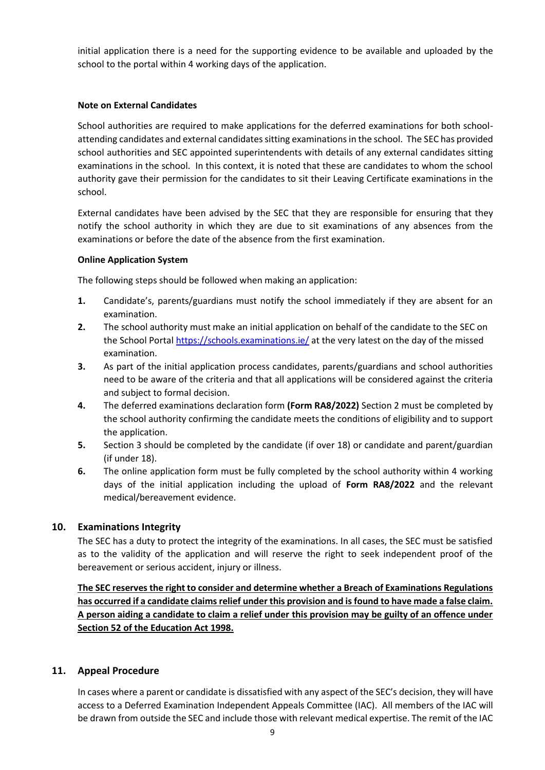initial application there is a need for the supporting evidence to be available and uploaded by the school to the portal within 4 working days of the application.

**Note on External Candidates**

School authorities are required to make applications for the deferred examinations for both school-attending candidates and external candidates sitting examinations in the school. The SEC has provided school authorities and SEC appointed superintendents with details of any external candidates sitting examinations in the school. In this context, it is noted that these are candidates to whom the school authority gave their permission for the candidates to sit their Leaving Certificate examinations in the school.

External candidates have been advised by the SEC that they are responsible for ensuring that they notify the school authority in which they are due to sit examinations of any absences from the examinations or before the date of the absence from the first examination.

**Online Application System**

The following steps should be followed when making an application:

1. Candidate's, parents/guardians must notify the school immediately if they are absent for an examination.
2. The school authority must make an initial application on behalf of the candidate to the SEC on the School Portal https://schools.examinations.ie/ at the very latest on the day of the missed examination.
3. As part of the initial application process candidates, parents/guardians and school authorities need to be aware of the criteria and that all applications will be considered against the criteria and subject to formal decision.
4. The deferred examinations declaration form **(Form RA8/2022)** Section 2 must be completed by the school authority confirming the candidate meets the conditions of eligibility and to support the application.
5. Section 3 should be completed by the candidate (if over 18) or candidate and parent/guardian (if under 18).
6. The online application form must be fully completed by the school authority within 4 working days of the initial application including the upload of **Form RA8/2022** and the relevant medical/bereavement evidence.

## 10. Examinations Integrity

The SEC has a duty to protect the integrity of the examinations. In all cases, the SEC must be satisfied as to the validity of the application and will reserve the right to seek independent proof of the bereavement or serious accident, injury or illness.

**The SEC reserves the right to consider and determine whether a Breach of Examinations Regulations has occurred if a candidate claims relief under this provision and is found to have made a false claim. A person aiding a candidate to claim a relief under this provision may be guilty of an offence under Section 52 of the Education Act 1998.**

## 11. Appeal Procedure

In cases where a parent or candidate is dissatisfied with any aspect of the SEC's decision, they will have access to a Deferred Examination Independent Appeals Committee (IAC). All members of the IAC will be drawn from outside the SEC and include those with relevant medical expertise. The remit of the IAC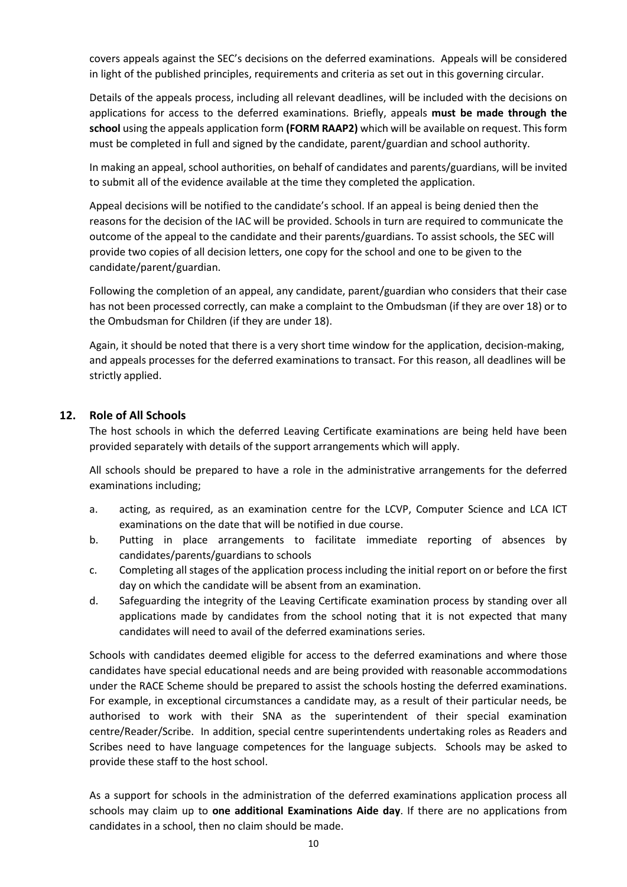covers appeals against the SEC's decisions on the deferred examinations. Appeals will be considered in light of the published principles, requirements and criteria as set out in this governing circular.

Details of the appeals process, including all relevant deadlines, will be included with the decisions on applications for access to the deferred examinations. Briefly, appeals **must be made through the school** using the appeals application form **(FORM RAAP2)** which will be available on request. This form must be completed in full and signed by the candidate, parent/guardian and school authority.

In making an appeal, school authorities, on behalf of candidates and parents/guardians, will be invited to submit all of the evidence available at the time they completed the application.

Appeal decisions will be notified to the candidate's school. If an appeal is being denied then the reasons for the decision of the IAC will be provided. Schools in turn are required to communicate the outcome of the appeal to the candidate and their parents/guardians. To assist schools, the SEC will provide two copies of all decision letters, one copy for the school and one to be given to the candidate/parent/guardian.

Following the completion of an appeal, any candidate, parent/guardian who considers that their case has not been processed correctly, can make a complaint to the Ombudsman (if they are over 18) or to the Ombudsman for Children (if they are under 18).

Again, it should be noted that there is a very short time window for the application, decision-making, and appeals processes for the deferred examinations to transact. For this reason, all deadlines will be strictly applied.

## 12. Role of All Schools

The host schools in which the deferred Leaving Certificate examinations are being held have been provided separately with details of the support arrangements which will apply.

All schools should be prepared to have a role in the administrative arrangements for the deferred examinations including;

a. acting, as required, as an examination centre for the LCVP, Computer Science and LCA ICT examinations on the date that will be notified in due course.
b. Putting in place arrangements to facilitate immediate reporting of absences by candidates/parents/guardians to schools
c. Completing all stages of the application process including the initial report on or before the first day on which the candidate will be absent from an examination.
d. Safeguarding the integrity of the Leaving Certificate examination process by standing over all applications made by candidates from the school noting that it is not expected that many candidates will need to avail of the deferred examinations series.

Schools with candidates deemed eligible for access to the deferred examinations and where those candidates have special educational needs and are being provided with reasonable accommodations under the RACE Scheme should be prepared to assist the schools hosting the deferred examinations. For example, in exceptional circumstances a candidate may, as a result of their particular needs, be authorised to work with their SNA as the superintendent of their special examination centre/Reader/Scribe. In addition, special centre superintendents undertaking roles as Readers and Scribes need to have language competences for the language subjects. Schools may be asked to provide these staff to the host school.

As a support for schools in the administration of the deferred examinations application process all schools may claim up to **one additional Examinations Aide day**. If there are no applications from candidates in a school, then no claim should be made.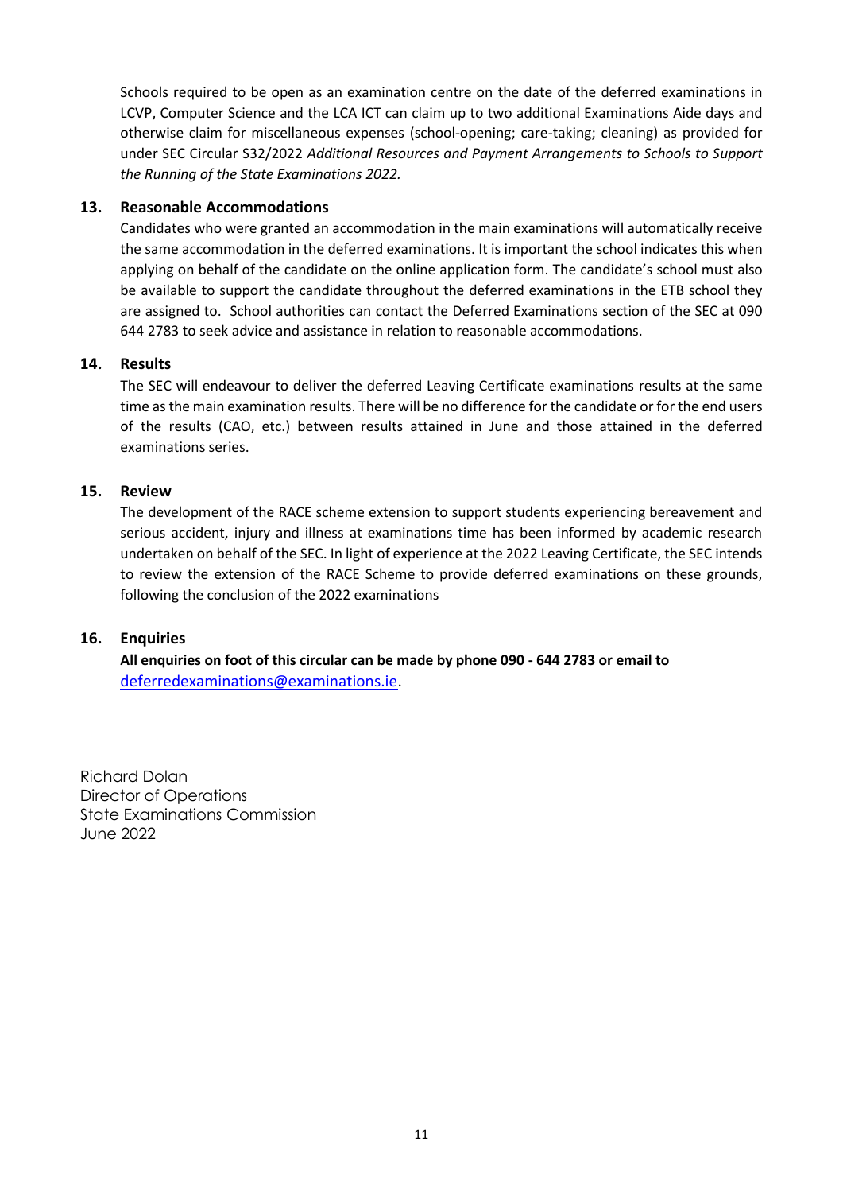Schools required to be open as an examination centre on the date of the deferred examinations in LCVP, Computer Science and the LCA ICT can claim up to two additional Examinations Aide days and otherwise claim for miscellaneous expenses (school-opening; care-taking; cleaning) as provided for under SEC Circular S32/2022 *Additional Resources and Payment Arrangements to Schools to Support the Running of the State Examinations 2022.*

## 13. Reasonable Accommodations

Candidates who were granted an accommodation in the main examinations will automatically receive the same accommodation in the deferred examinations. It is important the school indicates this when applying on behalf of the candidate on the online application form. The candidate's school must also be available to support the candidate throughout the deferred examinations in the ETB school they are assigned to. School authorities can contact the Deferred Examinations section of the SEC at 090 644 2783 to seek advice and assistance in relation to reasonable accommodations.

## 14. Results

The SEC will endeavour to deliver the deferred Leaving Certificate examinations results at the same time as the main examination results. There will be no difference for the candidate or for the end users of the results (CAO, etc.) between results attained in June and those attained in the deferred examinations series.

## 15. Review

The development of the RACE scheme extension to support students experiencing bereavement and serious accident, injury and illness at examinations time has been informed by academic research undertaken on behalf of the SEC. In light of experience at the 2022 Leaving Certificate, the SEC intends to review the extension of the RACE Scheme to provide deferred examinations on these grounds, following the conclusion of the 2022 examinations

## 16. Enquiries

**All enquiries on foot of this circular can be made by phone 090 - 644 2783 or email to** deferredexaminations@examinations.ie.

Richard Dolan
Director of Operations
State Examinations Commission
June 2022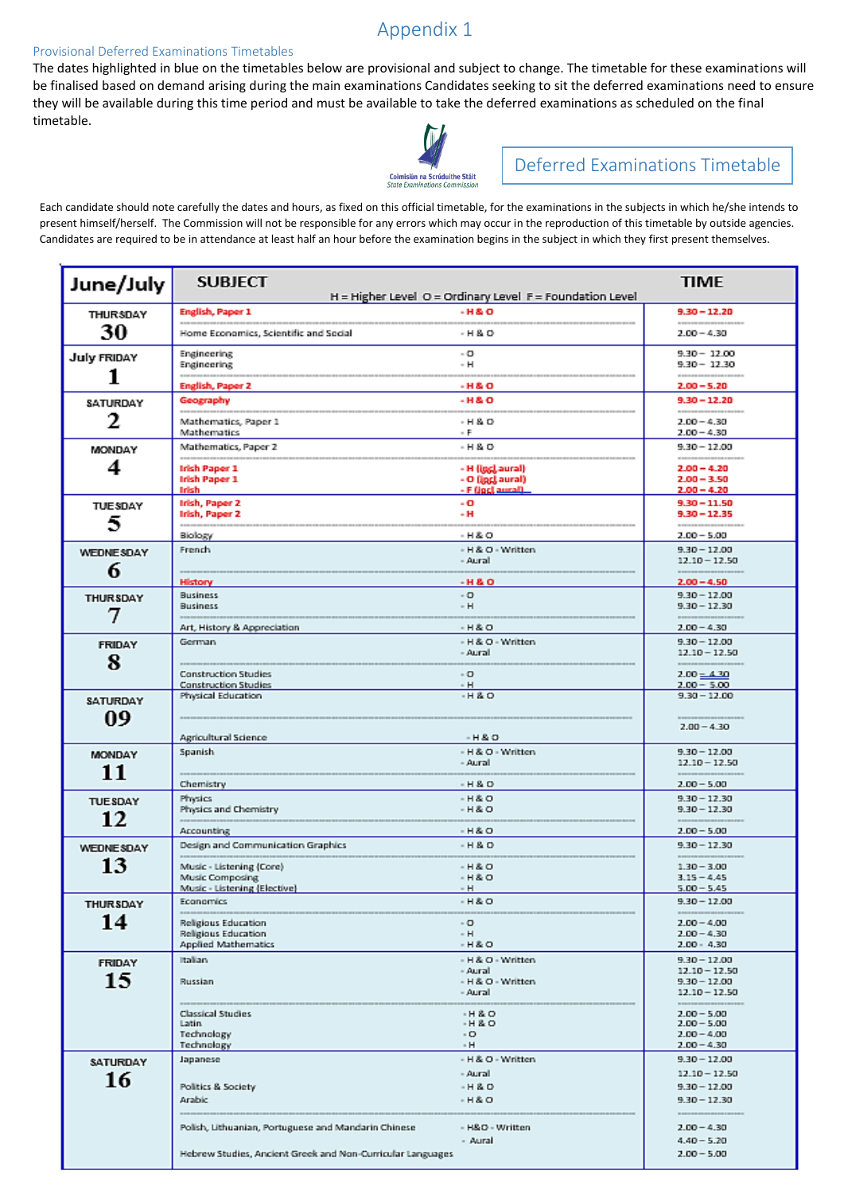# Appendix 1

## Provisional Deferred Examinations Timetables

The dates highlighted in blue on the timetables below are provisional and subject to change. The timetable for these examinations will be finalised based on demand arising during the main examinations Candidates seeking to sit the deferred examinations need to ensure they will be available during this time period and must be available to take the deferred examinations as scheduled on the final timetable.

Coimisiún na Scrúduithe Stáit
State Examinations Commission

**Deferred Examinations Timetable**

Each candidate should note carefully the dates and hours, as fixed on this official timetable, for the examinations in the subjects in which he/she intends to present himself/herself. The Commission will not be responsible for any errors which may occur in the reproduction of this timetable by outside agencies. Candidates are required to be in attendance at least half an hour before the examination begins in the subject in which they first present themselves.

H = Higher Level O = Ordinary Level F = Foundation Level

| June/July | SUBJECT | | TIME |
|---|---|---|---|
| THURSDAY 30 | English, Paper 1 | H & O | 9.30 – 12.20 |
| | Home Economics, Scientific and Social | H & O | 2.00 – 4.30 |
| July FRIDAY 1 | Engineering | O | 9.30 – 12.00 |
| | Engineering | H | 9.30 – 12.30 |
| | English, Paper 2 | H & O | 2.00 – 5.20 |
| SATURDAY 2 | Geography | H & O | 9.30 – 12.20 |
| | Mathematics, Paper 1 | H & O | 2.00 – 4.30 |
| | Mathematics | F | 2.00 – 4.30 |
| MONDAY 4 | Mathematics, Paper 2 | H & O | 9.30 – 12.00 |
| | Irish Paper 1 | H (incl aural) | 2.00 – 4.20 |
| | Irish Paper 1 | O (incl aural) | 2.00 – 3.50 |
| | Irish | F (incl aural) | 2.00 – 4.20 |
| TUESDAY 5 | Irish, Paper 2 | O | 9.30 – 11.50 |
| | Irish, Paper 2 | H | 9.30 – 12.35 |
| | Biology | H & O | 2.00 – 5.00 |
| WEDNESDAY 6 | French | H & O - Written | 9.30 – 12.00 |
| | | Aural | 12.10 – 12.50 |
| | History | H & O | 2.00 – 4.50 |
| THURSDAY 7 | Business | O | 9.30 – 12.00 |
| | Business | H | 9.30 – 12.30 |
| | Art, History & Appreciation | H & O | 2.00 – 4.30 |
| FRIDAY 8 | German | H & O - Written | 9.30 – 12.00 |
| | | Aural | 12.10 – 12.50 |
| | Construction Studies | O | 2.00 – 4.30 |
| | Construction Studies | H | 2.00 – 5.00 |
| SATURDAY 09 | Physical Education | H & O | 9.30 – 12.00 |
| | Agricultural Science | H & O | 2.00 – 4.30 |
| MONDAY 11 | Spanish | H & O - Written | 9.30 – 12.00 |
| | | Aural | 12.10 – 12.50 |
| | Chemistry | H & O | 2.00 – 5.00 |
| TUESDAY 12 | Physics | H & O | 9.30 – 12.30 |
| | Physics and Chemistry | H & O | 9.30 – 12.30 |
| | Accounting | H & O | 2.00 – 5.00 |
| WEDNESDAY 13 | Design and Communication Graphics | H & O | 9.30 – 12.30 |
| | Music - Listening (Core) | H & O | 1.30 – 3.00 |
| | Music Composing | H & O | 3.15 – 4.45 |
| | Music - Listening (Elective) | H | 5.00 – 5.45 |
| THURSDAY 14 | Economics | H & O | 9.30 – 12.00 |
| | Religious Education | O | 2.00 – 4.00 |
| | Religious Education | H | 2.00 – 4.30 |
| | Applied Mathematics | H & O | 2.00 - 4.30 |
| FRIDAY 15 | Italian | H & O - Written | 9.30 – 12.00 |
| | | Aural | 12.10 – 12.50 |
| | Russian | H & O - Written | 9.30 – 12.00 |
| | | Aural | 12.10 – 12.50 |
| | Classical Studies | H & O | 2.00 – 5.00 |
| | Latin | H & O | 2.00 – 5.00 |
| | Technology | O | 2.00 – 4.00 |
| | Technology | H | 2.00 – 4.30 |
| SATURDAY 16 | Japanese | H & O - Written | 9.30 – 12.00 |
| | | Aural | 12.10 – 12.50 |
| | Politics & Society | H & O | 9.30 – 12.00 |
| | Arabic | H & O | 9.30 – 12.30 |
| | Polish, Lithuanian, Portuguese and Mandarin Chinese | H&O - Written | 2.00 – 4.30 |
| | | Aural | 4.40 – 5.20 |
| | Hebrew Studies, Ancient Greek and Non-Curricular Languages | | 2.00 – 5.00 |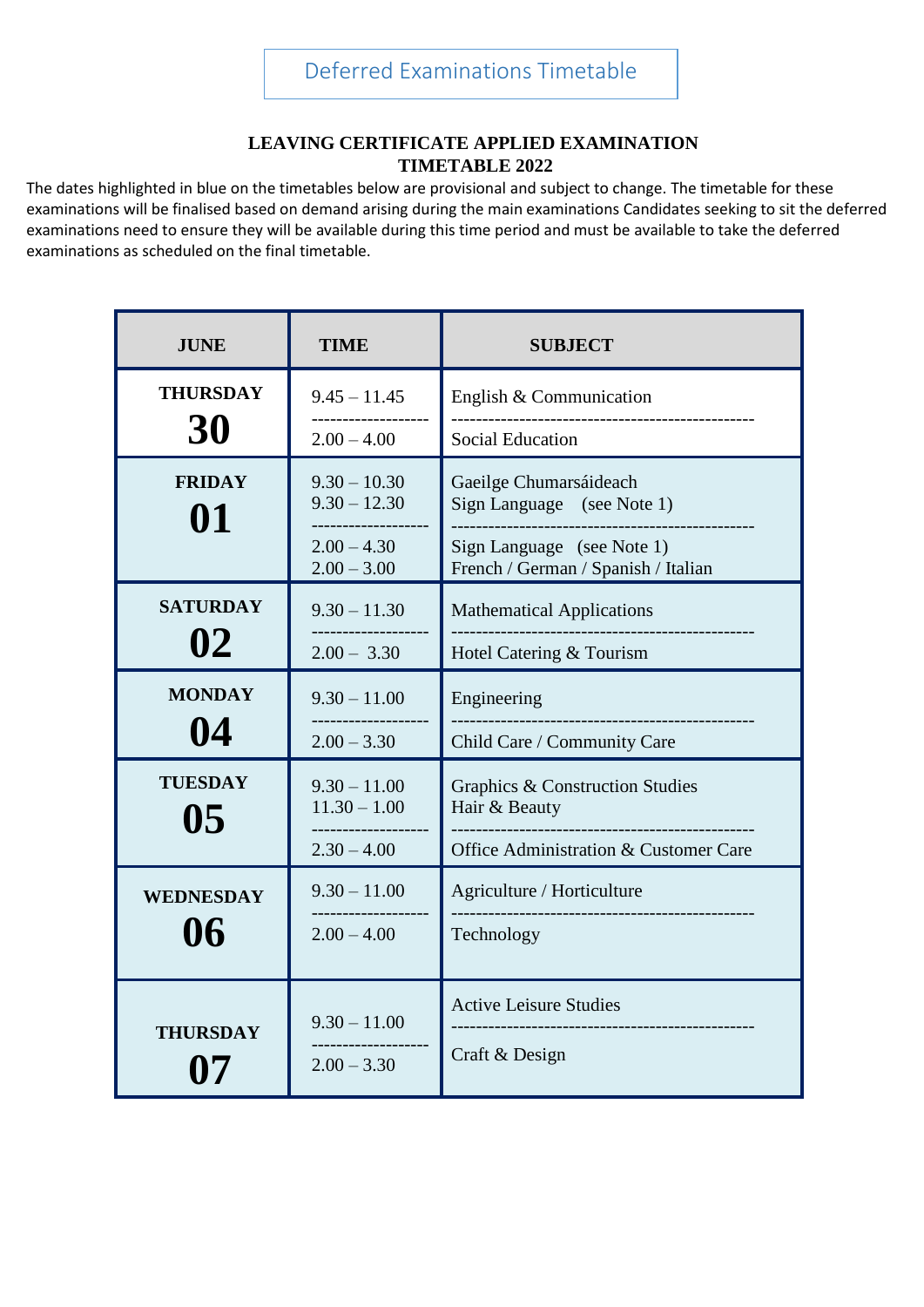Deferred Examinations Timetable

**LEAVING CERTIFICATE APPLIED EXAMINATION**
**TIMETABLE 2022**

The dates highlighted in blue on the timetables below are provisional and subject to change. The timetable for these examinations will be finalised based on demand arising during the main examinations Candidates seeking to sit the deferred examinations need to ensure they will be available during this time period and must be available to take the deferred examinations as scheduled on the final timetable.

| JUNE | TIME | SUBJECT |
|---|---|---|
| **THURSDAY 30** | 9.45 – 11.45 | English & Communication |
| | 2.00 – 4.00 | Social Education |
| **FRIDAY 01** | 9.30 – 10.30<br>9.30 – 12.30 | Gaeilge Chumarsáideach<br>Sign Language (see Note 1) |
| | 2.00 – 4.30<br>2.00 – 3.00 | Sign Language (see Note 1)<br>French / German / Spanish / Italian |
| **SATURDAY 02** | 9.30 – 11.30 | Mathematical Applications |
| | 2.00 – 3.30 | Hotel Catering & Tourism |
| **MONDAY 04** | 9.30 – 11.00 | Engineering |
| | 2.00 – 3.30 | Child Care / Community Care |
| **TUESDAY 05** | 9.30 – 11.00<br>11.30 – 1.00 | Graphics & Construction Studies<br>Hair & Beauty |
| | 2.30 – 4.00 | Office Administration & Customer Care |
| **WEDNESDAY 06** | 9.30 – 11.00 | Agriculture / Horticulture |
| | 2.00 – 4.00 | Technology |
| **THURSDAY 07** | 9.30 – 11.00 | Active Leisure Studies |
| | 2.00 – 3.30 | Craft & Design |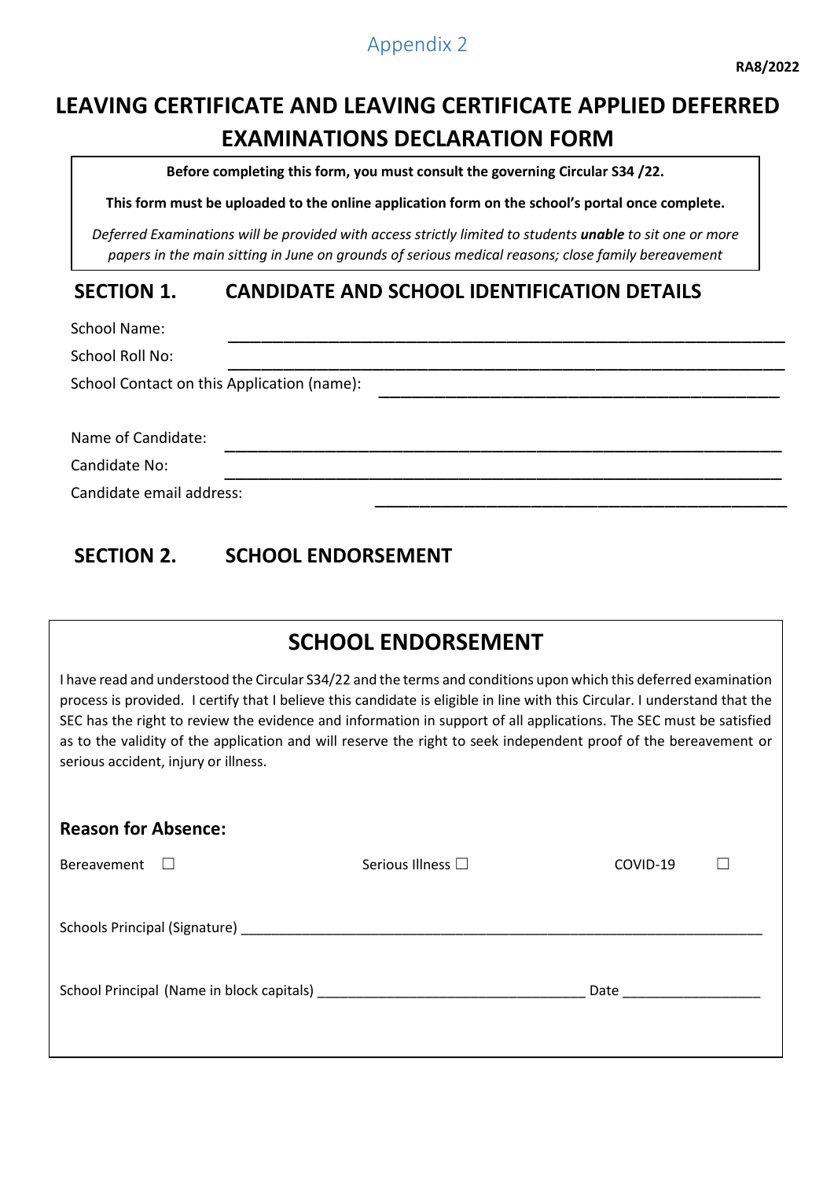Appendix 2

**RA8/2022**

# LEAVING CERTIFICATE AND LEAVING CERTIFICATE APPLIED DEFERRED EXAMINATIONS DECLARATION FORM

**Before completing this form, you must consult the governing Circular S34 /22.**

**This form must be uploaded to the online application form on the school's portal once complete.**

*Deferred Examinations will be provided with access strictly limited to students* ***unable*** *to sit one or more papers in the main sitting in June on grounds of serious medical reasons; close family bereavement*

## SECTION 1. CANDIDATE AND SCHOOL IDENTIFICATION DETAILS

School Name: ____________________________________________

School Roll No: ____________________________________________

School Contact on this Application (name): ______________________________

Name of Candidate: ____________________________________________

Candidate No: ____________________________________________

Candidate email address: ______________________________

## SECTION 2. SCHOOL ENDORSEMENT

## SCHOOL ENDORSEMENT

I have read and understood the Circular S34/22 and the terms and conditions upon which this deferred examination process is provided. I certify that I believe this candidate is eligible in line with this Circular. I understand that the SEC has the right to review the evidence and information in support of all applications. The SEC must be satisfied as to the validity of the application and will reserve the right to seek independent proof of the bereavement or serious accident, injury or illness.

### Reason for Absence:

Bereavement ☐ Serious Illness ☐ COVID-19 ☐

Schools Principal (Signature) ____________________________________________

School Principal (Name in block capitals) ______________________ Date ____________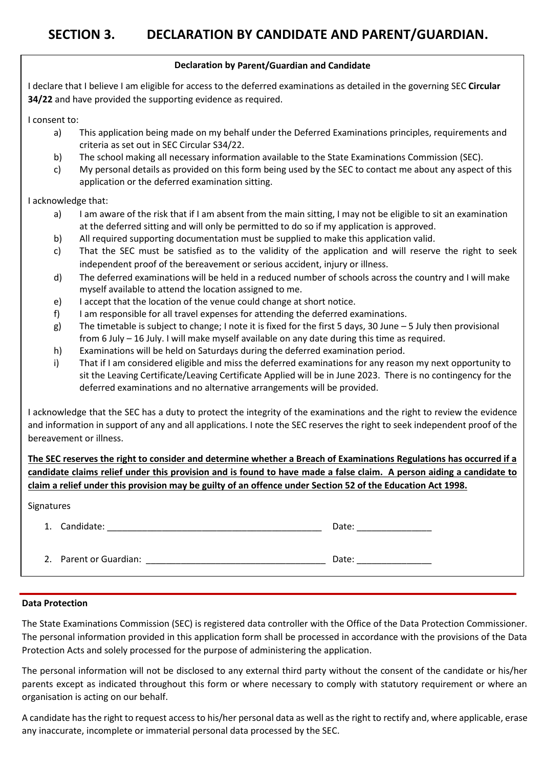# SECTION 3. DECLARATION BY CANDIDATE AND PARENT/GUARDIAN.

**Declaration by Parent/Guardian and Candidate**

I declare that I believe I am eligible for access to the deferred examinations as detailed in the governing SEC **Circular 34/22** and have provided the supporting evidence as required.

I consent to:

a) This application being made on my behalf under the Deferred Examinations principles, requirements and criteria as set out in SEC Circular S34/22.

b) The school making all necessary information available to the State Examinations Commission (SEC).

c) My personal details as provided on this form being used by the SEC to contact me about any aspect of this application or the deferred examination sitting.

I acknowledge that:

a) I am aware of the risk that if I am absent from the main sitting, I may not be eligible to sit an examination at the deferred sitting and will only be permitted to do so if my application is approved.

b) All required supporting documentation must be supplied to make this application valid.

c) That the SEC must be satisfied as to the validity of the application and will reserve the right to seek independent proof of the bereavement or serious accident, injury or illness.

d) The deferred examinations will be held in a reduced number of schools across the country and I will make myself available to attend the location assigned to me.

e) I accept that the location of the venue could change at short notice.

f) I am responsible for all travel expenses for attending the deferred examinations.

g) The timetable is subject to change; I note it is fixed for the first 5 days, 30 June – 5 July then provisional from 6 July – 16 July. I will make myself available on any date during this time as required.

h) Examinations will be held on Saturdays during the deferred examination period.

i) That if I am considered eligible and miss the deferred examinations for any reason my next opportunity to sit the Leaving Certificate/Leaving Certificate Applied will be in June 2023. There is no contingency for the deferred examinations and no alternative arrangements will be provided.

I acknowledge that the SEC has a duty to protect the integrity of the examinations and the right to review the evidence and information in support of any and all applications. I note the SEC reserves the right to seek independent proof of the bereavement or illness.

**The SEC reserves the right to consider and determine whether a Breach of Examinations Regulations has occurred if a candidate claims relief under this provision and is found to have made a false claim. A person aiding a candidate to claim a relief under this provision may be guilty of an offence under Section 52 of the Education Act 1998.**

Signatures

1. Candidate: ____________________________________________ Date: _______________

2. Parent or Guardian: ____________________________________ Date: _______________

**Data Protection**

The State Examinations Commission (SEC) is registered data controller with the Office of the Data Protection Commissioner. The personal information provided in this application form shall be processed in accordance with the provisions of the Data Protection Acts and solely processed for the purpose of administering the application.

The personal information will not be disclosed to any external third party without the consent of the candidate or his/her parents except as indicated throughout this form or where necessary to comply with statutory requirement or where an organisation is acting on our behalf.

A candidate has the right to request access to his/her personal data as well as the right to rectify and, where applicable, erase any inaccurate, incomplete or immaterial personal data processed by the SEC.